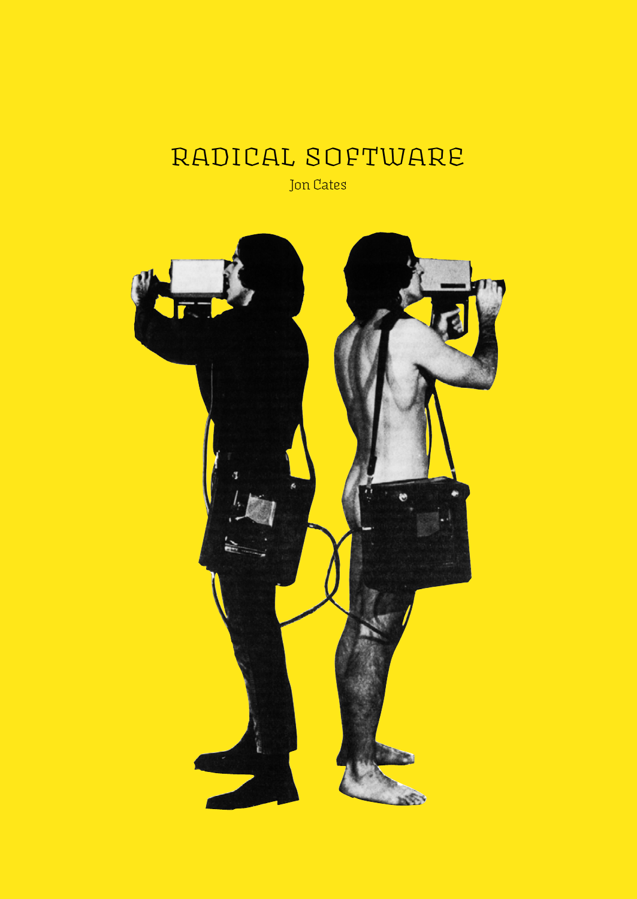# RADICAL SOFTWARE

Jon Cates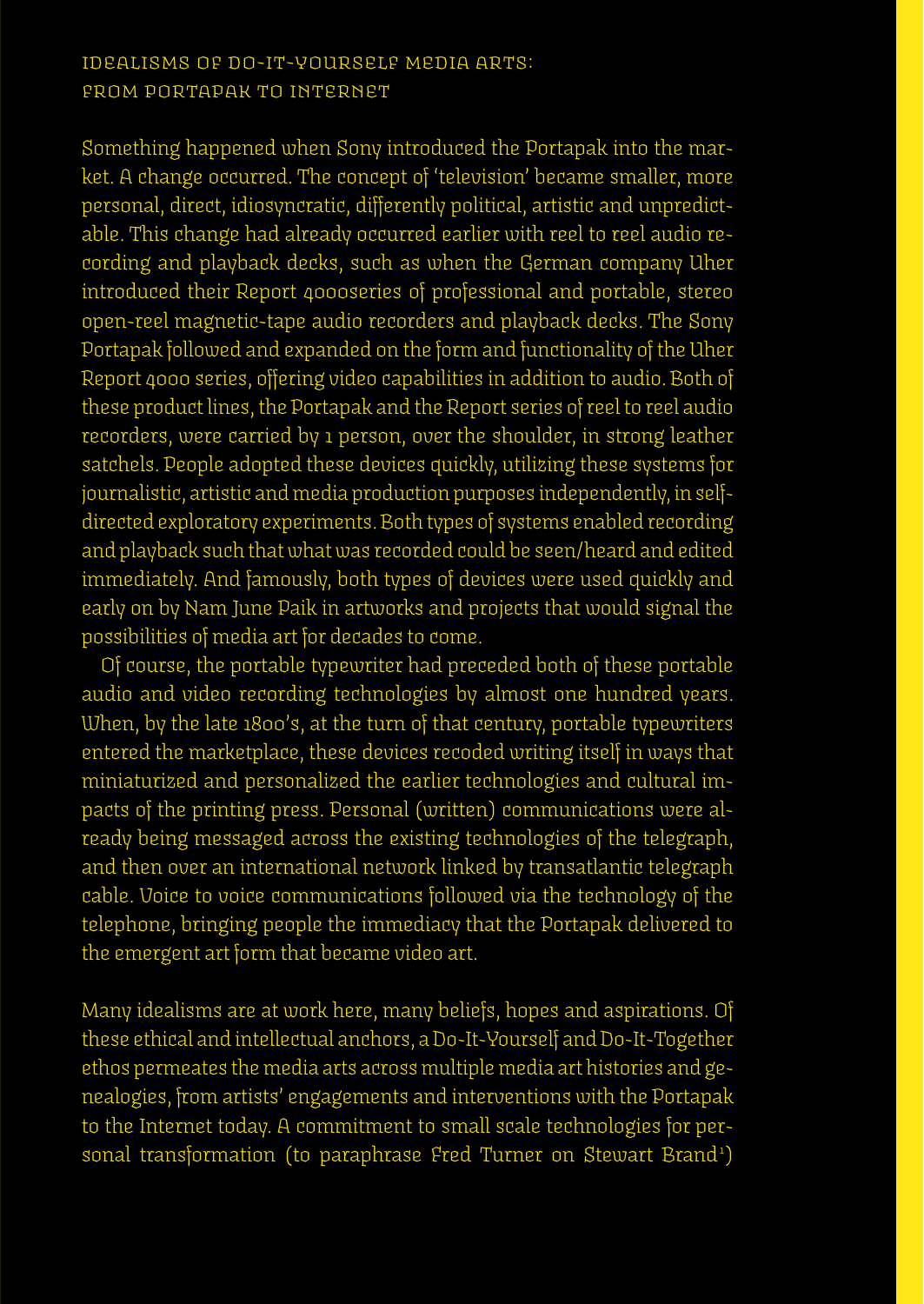## IDEALISMS OF DO-IT-YOURSELF MEDIA ARTS: FROM PORTAPAK TO INTERNET

Something happened when Sony introduced the Portapak into the market. A change occurred. The concept of 'television' became smaller, more personal, direct, idiosyncratic, differently political, artistic and unpredictable. This change had already occurred earlier with reel to reel audio recording and playback decks, such as when the German company Uher introduced their Report 4000series of professional and portable, stereo open-reel magnetic-tape audio recorders and playback decks. The Sony Portapak followed and expanded on the form and functionality of the Uher Report 4000 series, offering video capabilities in addition to audio. Both of these product lines, the Portapak and the Report series of reel to reel audio recorders, were carried by 1 person, over the shoulder, in strong leather satchels. People adopted these devices quickly, utilizing these systems for journalistic, artistic and media production purposes independently, in self-directed exploratory experiments. Both types of systems enabled recording and playback such that what was recorded could be seen/heard and edited immediately. And famously, both types of devices were used quickly and early on by Nam June Paik in artworks and projects that would signal the possibilities of media art for decades to come.

Of course, the portable typewriter had preceded both of these portable audio and video recording technologies by almost one hundred years. When, by the late 1800's, at the turn of that century, portable typewriters entered the marketplace, these devices recoded writing itself in ways that miniaturized and personalized the earlier technologies and cultural impacts of the printing press. Personal (written) communications were already being messaged across the existing technologies of the telegraph, and then over an international network linked by transatlantic telegraph cable. Voice to voice communications followed via the technology of the telephone, bringing people the immediacy that the Portapak delivered to the emergent art form that became video art.

Many idealisms are at work here, many beliefs, hopes and aspirations. Of these ethical and intellectual anchors, a Do-It-Yourself and Do-It-Together ethos permeates the media arts across multiple media art histories and genealogies, from artists' engagements and interventions with the Portapak to the Internet today. A commitment to small scale technologies for personal transformation (to paraphrase Fred Turner on Stewart Brand[1])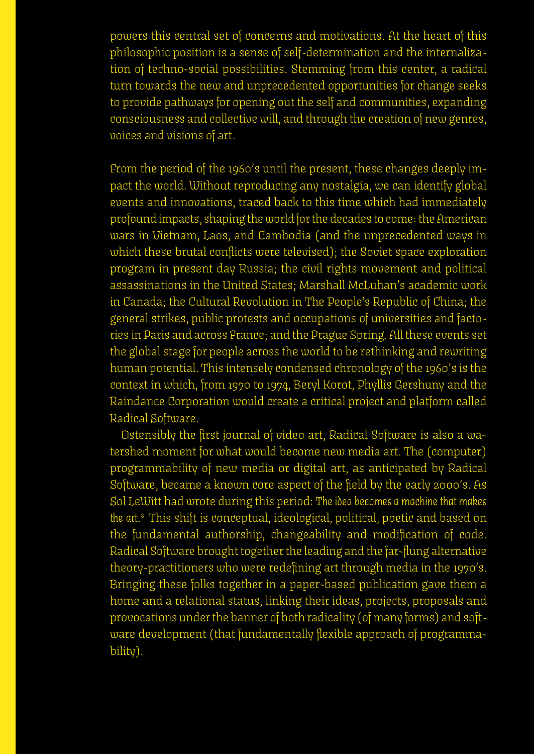powers this central set of concerns and motivations. At the heart of this philosophic position is a sense of self-determination and the internalization of techno-social possibilities. Stemming from this center, a radical turn towards the new and unprecedented opportunities for change seeks to provide pathways for opening out the self and communities, expanding consciousness and collective will, and through the creation of new genres, voices and visions of art.

From the period of the 1960's until the present, these changes deeply impact the world. Without reproducing any nostalgia, we can identify global events and innovations, traced back to this time which had immediately profound impacts, shaping the world for the decades to come: the American wars in Vietnam, Laos, and Cambodia (and the unprecedented ways in which these brutal conflicts were televised); the Soviet space exploration program in present day Russia; the civil rights movement and political assassinations in the United States; Marshall McLuhan's academic work in Canada; the Cultural Revolution in The People's Republic of China; the general strikes, public protests and occupations of universities and factories in Paris and across France; and the Prague Spring. All these events set the global stage for people across the world to be rethinking and rewriting human potential. This intensely condensed chronology of the 1960's is the context in which, from 1970 to 1974, Beryl Korot, Phyllis Gershuny and the Raindance Corporation would create a critical project and platform called Radical Software.

Ostensibly the first journal of video art, Radical Software is also a watershed moment for what would become new media art. The (computer) programmability of new media or digital art, as anticipated by Radical Software, became a known core aspect of the field by the early 2000's. As Sol LeWitt had wrote during this period: *The idea becomes a machine that makes the art.*[2] This shift is conceptual, ideological, political, poetic and based on the fundamental authorship, changeability and modification of code. Radical Software brought together the leading and the far-flung alternative theory-practitioners who were redefining art through media in the 1970's. Bringing these folks together in a paper-based publication gave them a home and a relational status, linking their ideas, projects, proposals and provocations under the banner of both radicality (of many forms) and software development (that fundamentally flexible approach of programmability).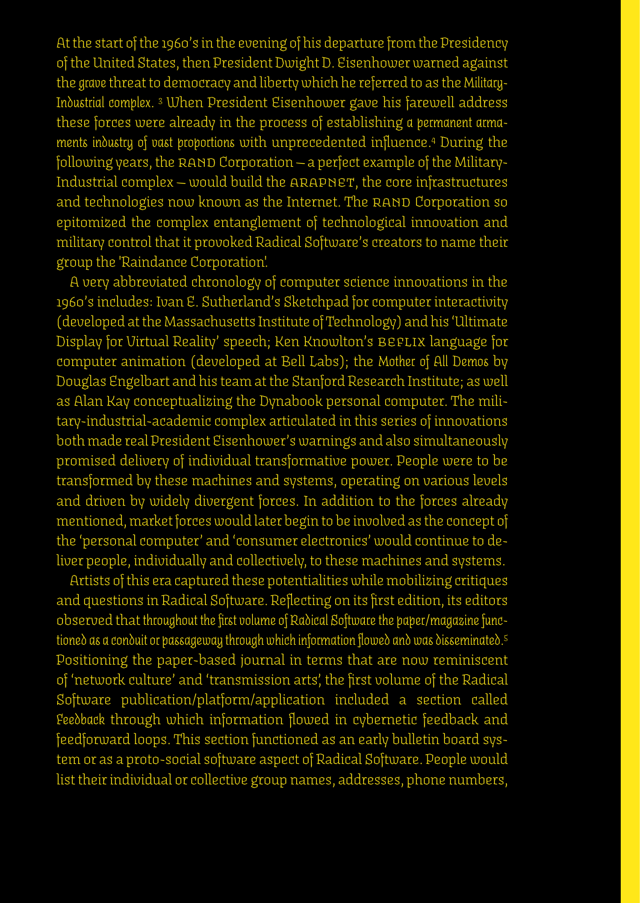At the start of the 1960's in the evening of his departure from the Presidency of the United States, then President Dwight D. Eisenhower warned against the *grave* threat to democracy and liberty which he referred to as the *Military-Industrial complex*. [3] When President Eisenhower gave his farewell address these forces were already in the process of establishing *a permanent armaments industry of vast proportions* with unprecedented influence.[4] During the following years, the RAND Corporation — a perfect example of the Military-Industrial complex — would build the ARAPNET, the core infrastructures and technologies now known as the Internet. The RAND Corporation so epitomized the complex entanglement of technological innovation and military control that it provoked Radical Software's creators to name their group the 'Raindance Corporation'.

A very abbreviated chronology of computer science innovations in the 1960's includes: Ivan E. Sutherland's Sketchpad for computer interactivity (developed at the Massachusetts Institute of Technology) and his 'Ultimate Display for Virtual Reality' speech; Ken Knowlton's BEFLIX language for computer animation (developed at Bell Labs); the *Mother of All Demos* by Douglas Engelbart and his team at the Stanford Research Institute; as well as Alan Kay conceptualizing the Dynabook personal computer. The military-industrial-academic complex articulated in this series of innovations both made real President Eisenhower's warnings and also simultaneously promised delivery of individual transformative power. People were to be transformed by these machines and systems, operating on various levels and driven by widely divergent forces. In addition to the forces already mentioned, market forces would later begin to be involved as the concept of the 'personal computer' and 'consumer electronics' would continue to deliver people, individually and collectively, to these machines and systems.

Artists of this era captured these potentialities while mobilizing critiques and questions in Radical Software. Reflecting on its first edition, its editors observed that *throughout the first volume of Radical Software the paper/magazine functioned as a conduit or passageway through which information flowed and was disseminated*.[5] Positioning the paper-based journal in terms that are now reminiscent of 'network culture' and 'transmission arts', the first volume of the Radical Software publication/platform/application included a section called *Feedback* through which information flowed in cybernetic feedback and feedforward loops. This section functioned as an early bulletin board system or as a proto-social software aspect of Radical Software. People would list their individual or collective group names, addresses, phone numbers,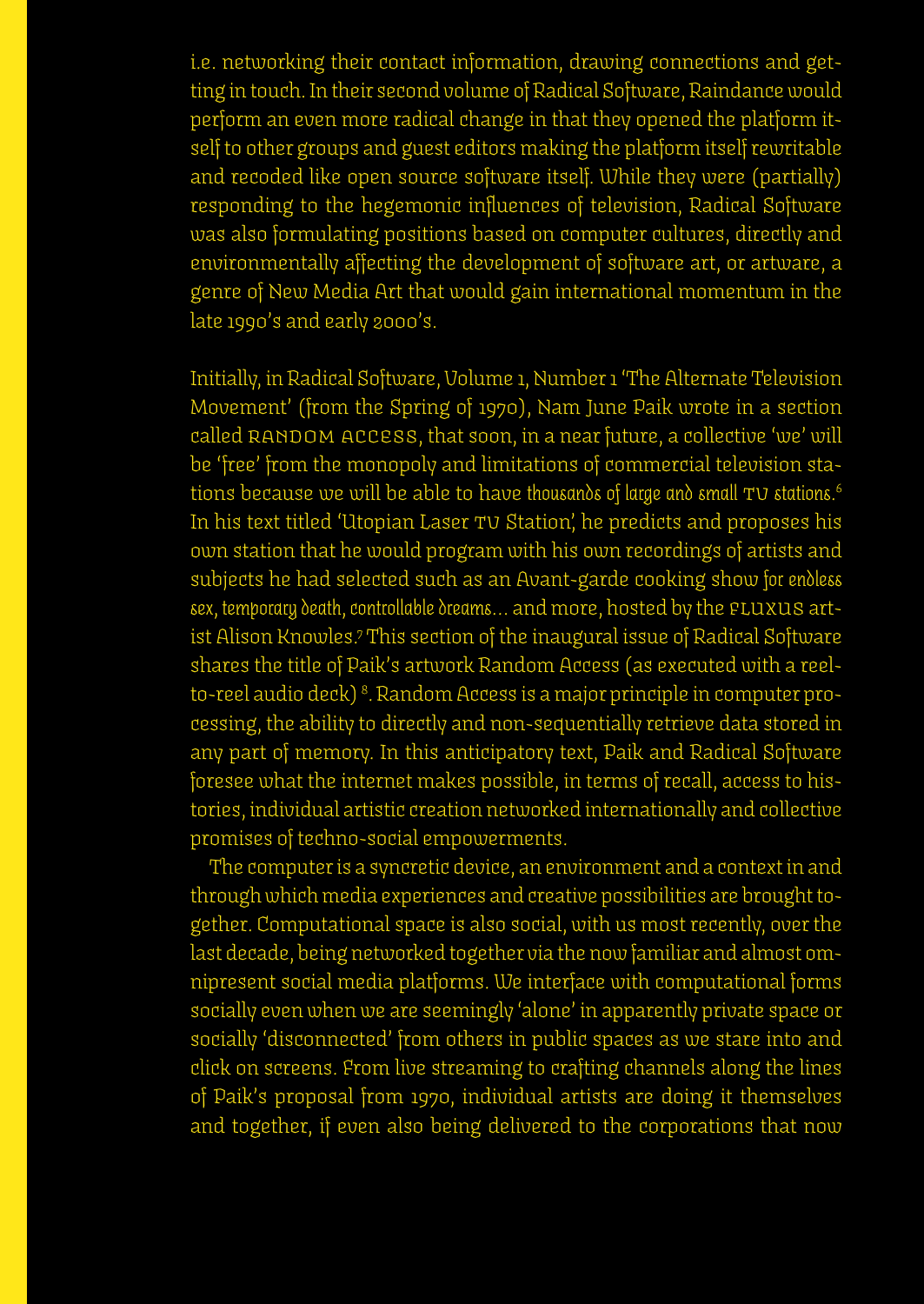i.e. networking their contact information, drawing connections and getting in touch. In their second volume of Radical Software, Raindance would perform an even more radical change in that they opened the platform itself to other groups and guest editors making the platform itself rewritable and recoded like open source software itself. While they were (partially) responding to the hegemonic influences of television, Radical Software was also formulating positions based on computer cultures, directly and environmentally affecting the development of software art, or artware, a genre of New Media Art that would gain international momentum in the late 1990's and early 2000's.

Initially, in Radical Software, Volume 1, Number 1 'The Alternate Television Movement' (from the Spring of 1970), Nam June Paik wrote in a section called RANDOM ACCESS, that soon, in a near future, a collective 'we' will be 'free' from the monopoly and limitations of commercial television stations because we will be able to have *thousands of large and small TV stations*.[6] In his text titled 'Utopian Laser TV Station', he predicts and proposes his own station that he would program with his own recordings of artists and subjects he had selected such as an Avant-garde cooking show for *endless sex, temporary death, controllable dreams*... and more, hosted by the FLUXUS artist Alison Knowles.[7] This section of the inaugural issue of Radical Software shares the title of Paik's artwork Random Access (as executed with a reel-to-reel audio deck) [8]. Random Access is a major principle in computer processing, the ability to directly and non-sequentially retrieve data stored in any part of memory. In this anticipatory text, Paik and Radical Software foresee what the internet makes possible, in terms of recall, access to histories, individual artistic creation networked internationally and collective promises of techno-social empowerments.

The computer is a syncretic device, an environment and a context in and through which media experiences and creative possibilities are brought together. Computational space is also social, with us most recently, over the last decade, being networked together via the now familiar and almost omnipresent social media platforms. We interface with computational forms socially even when we are seemingly 'alone' in apparently private space or socially 'disconnected' from others in public spaces as we stare into and click on screens. From live streaming to crafting channels along the lines of Paik's proposal from 1970, individual artists are doing it themselves and together, if even also being delivered to the corporations that now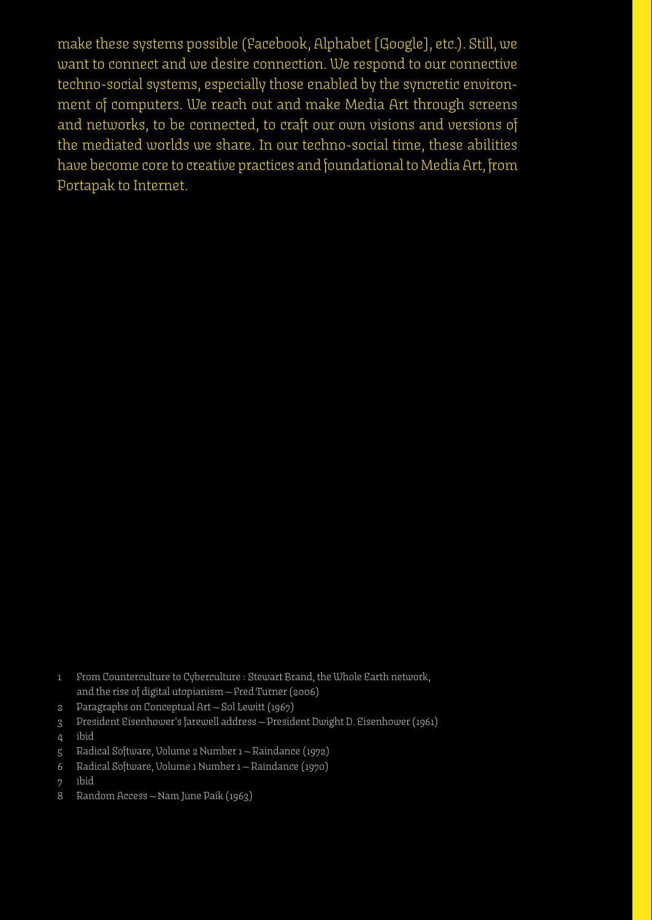make these systems possible (Facebook, Alphabet [Google], etc.). Still, we want to connect and we desire connection. We respond to our connective techno-social systems, especially those enabled by the syncretic environment of computers. We reach out and make Media Art through screens and networks, to be connected, to craft our own visions and versions of the mediated worlds we share. In our techno-social time, these abilities have become core to creative practices and foundational to Media Art, from Portapak to Internet.

1. From Counterculture to Cyberculture : Stewart Brand, the Whole Earth network, and the rise of digital utopianism – Fred Turner (2006)
2. Paragraphs on Conceptual Art – Sol Lewitt (1967)
3. President Eisenhower's farewell address – President Dwight D. Eisenhower (1961)
4. ibid
5. Radical Software, Volume 2 Number 1 – Raindance (1972)
6. Radical Software, Volume 1 Number 1 – Raindance (1970)
7. ibid
8. Random Access – Nam June Paik (1963)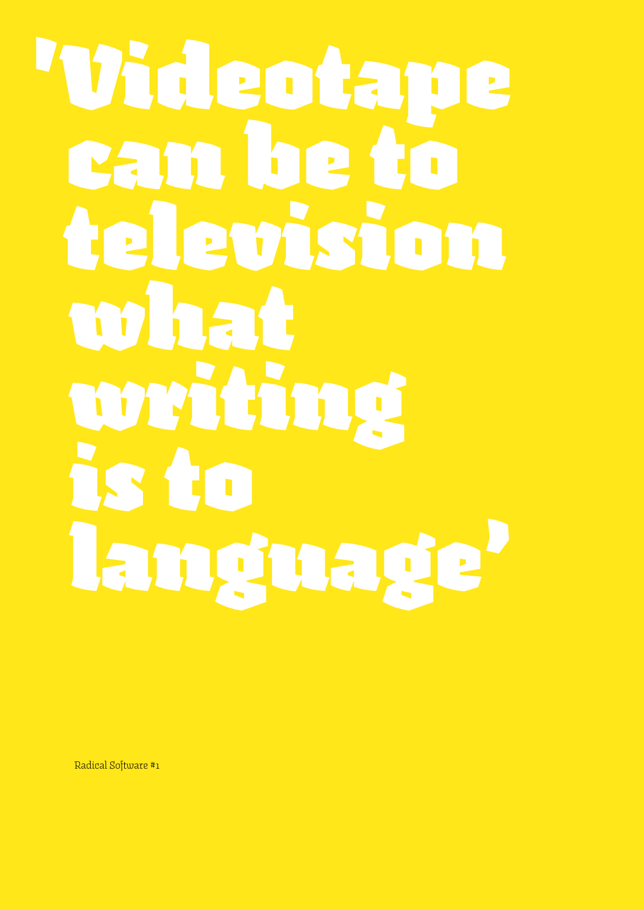# 'Videotape can be to television what writing is to language'

Radical Software #1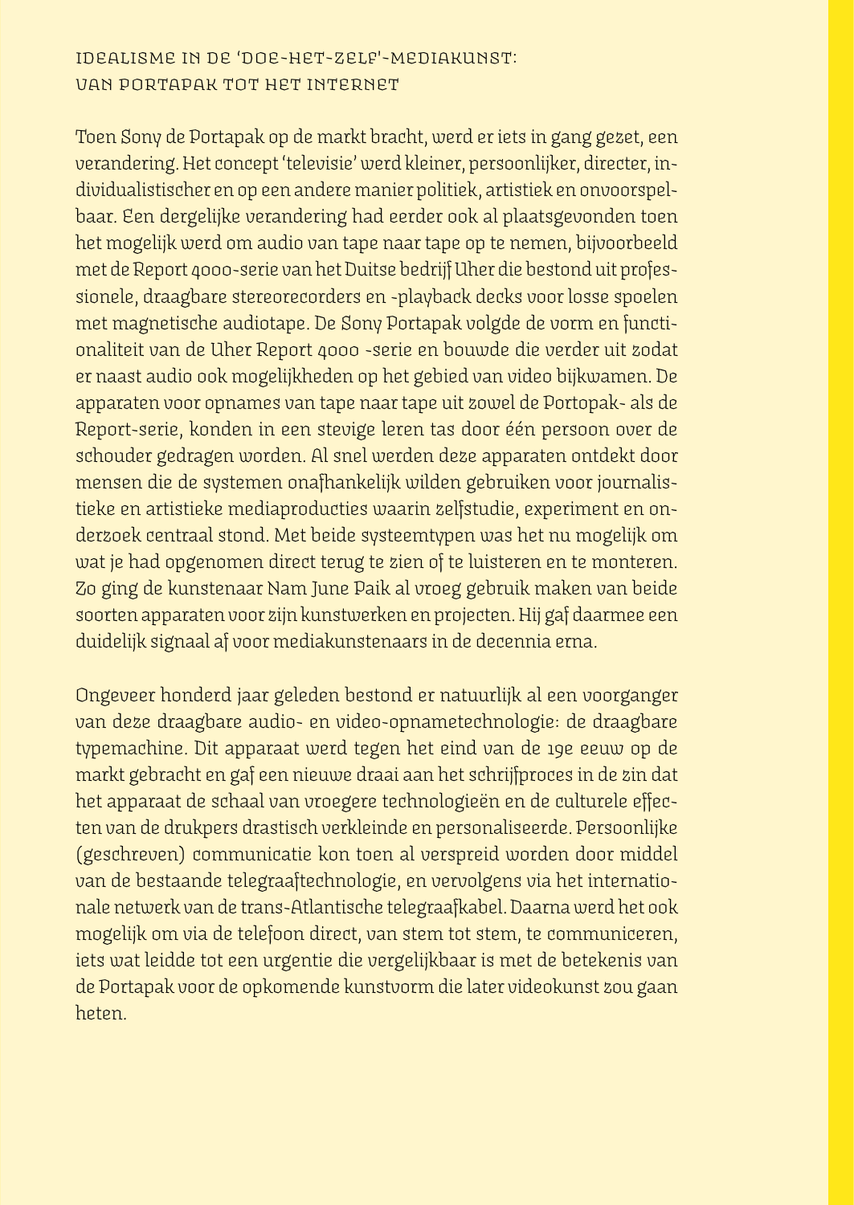## IDEALISME IN DE 'DOE-HET-ZELF'-MEDIAKUNST: VAN PORTAPAK TOT HET INTERNET

Toen Sony de Portapak op de markt bracht, werd er iets in gang gezet, een verandering. Het concept 'televisie' werd kleiner, persoonlijker, directer, individualistischer en op een andere manier politiek, artistiek en onvoorspelbaar. Een dergelijke verandering had eerder ook al plaatsgevonden toen het mogelijk werd om audio van tape naar tape op te nemen, bijvoorbeeld met de Report 4000-serie van het Duitse bedrijf Uher die bestond uit professionele, draagbare stereorecorders en -playback decks voor losse spoelen met magnetische audiotape. De Sony Portapak volgde de vorm en functionaliteit van de Uher Report 4000 -serie en bouwde die verder uit zodat er naast audio ook mogelijkheden op het gebied van video bijkwamen. De apparaten voor opnames van tape naar tape uit zowel de Portopak- als de Report-serie, konden in een stevige leren tas door één persoon over de schouder gedragen worden. Al snel werden deze apparaten ontdekt door mensen die de systemen onafhankelijk wilden gebruiken voor journalistieke en artistieke mediaproducties waarin zelfstudie, experiment en onderzoek centraal stond. Met beide systeemtypen was het nu mogelijk om wat je had opgenomen direct terug te zien of te luisteren en te monteren. Zo ging de kunstenaar Nam June Paik al vroeg gebruik maken van beide soorten apparaten voor zijn kunstwerken en projecten. Hij gaf daarmee een duidelijk signaal af voor mediakunstenaars in de decennia erna.

Ongeveer honderd jaar geleden bestond er natuurlijk al een voorganger van deze draagbare audio- en video-opnametechnologie: de draagbare typemachine. Dit apparaat werd tegen het eind van de 19e eeuw op de markt gebracht en gaf een nieuwe draai aan het schrijfproces in de zin dat het apparaat de schaal van vroegere technologieën en de culturele effecten van de drukpers drastisch verkleinde en personaliseerde. Persoonlijke (geschreven) communicatie kon toen al verspreid worden door middel van de bestaande telegraaftechnologie, en vervolgens via het internationale netwerk van de trans-Atlantische telegraafkabel. Daarna werd het ook mogelijk om via de telefoon direct, van stem tot stem, te communiceren, iets wat leidde tot een urgentie die vergelijkbaar is met de betekenis van de Portapak voor de opkomende kunstvorm die later videokunst zou gaan heten.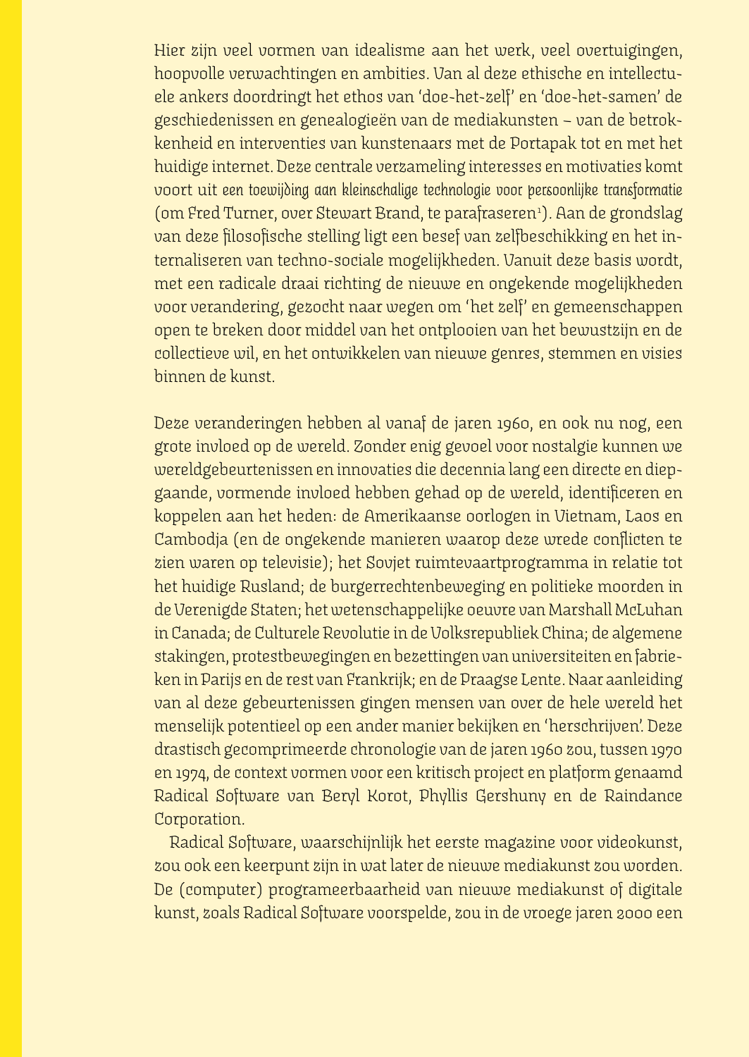Hier zijn veel vormen van idealisme aan het werk, veel overtuigingen, hoopvolle verwachtingen en ambities. Van al deze ethische en intellectuele ankers doordringt het ethos van 'doe-het-zelf' en 'doe-het-samen' de geschiedenissen en genealogieën van de mediakunsten – van de betrokkenheid en interventies van kunstenaars met de Portapak tot en met het huidige internet. Deze centrale verzameling interesses en motivaties komt voort uit *een toewijding aan kleinschalige technologie voor persoonlijke transformatie* (om Fred Turner, over Stewart Brand, te parafraseren[1]). Aan de grondslag van deze filosofische stelling ligt een besef van zelfbeschikking en het internaliseren van techno-sociale mogelijkheden. Vanuit deze basis wordt, met een radicale draai richting de nieuwe en ongekende mogelijkheden voor verandering, gezocht naar wegen om 'het zelf' en gemeenschappen open te breken door middel van het ontplooien van het bewustzijn en de collectieve wil, en het ontwikkelen van nieuwe genres, stemmen en visies binnen de kunst.

Deze veranderingen hebben al vanaf de jaren 1960, en ook nu nog, een grote invloed op de wereld. Zonder enig gevoel voor nostalgie kunnen we wereldgebeurtenissen en innovaties die decennia lang een directe en diepgaande, vormende invloed hebben gehad op de wereld, identificeren en koppelen aan het heden: de Amerikaanse oorlogen in Vietnam, Laos en Cambodja (en de ongekende manieren waarop deze wrede conflicten te zien waren op televisie); het Sovjet ruimtevaartprogramma in relatie tot het huidige Rusland; de burgerrechtenbeweging en politieke moorden in de Verenigde Staten; het wetenschappelijke oeuvre van Marshall McLuhan in Canada; de Culturele Revolutie in de Volksrepubliek China; de algemene stakingen, protestbewegingen en bezettingen van universiteiten en fabrieken in Parijs en de rest van Frankrijk; en de Praagse Lente. Naar aanleiding van al deze gebeurtenissen gingen mensen van over de hele wereld het menselijk potentieel op een ander manier bekijken en 'herschrijven'. Deze drastisch gecomprimeerde chronologie van de jaren 1960 zou, tussen 1970 en 1974, de context vormen voor een kritisch project en platform genaamd Radical Software van Beryl Korot, Phyllis Gershuny en de Raindance Corporation.

Radical Software, waarschijnlijk het eerste magazine voor videokunst, zou ook een keerpunt zijn in wat later de nieuwe mediakunst zou worden. De (computer) programeerbaarheid van nieuwe mediakunst of digitale kunst, zoals Radical Software voorspelde, zou in de vroege jaren 2000 een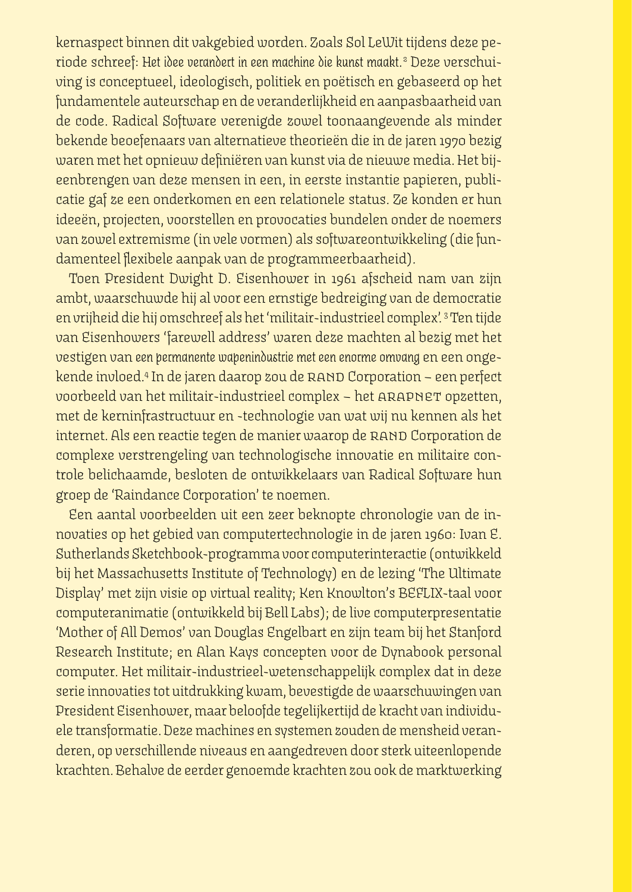kernaspect binnen dit vakgebied worden. Zoals Sol LeWit tijdens deze periode schreef: *Het idee verandert in een machine die kunst maakt.*[2] Deze verschuiving is conceptueel, ideologisch, politiek en poëtisch en gebaseerd op het fundamentele auteurschap en de veranderlijkheid en aanpasbaarheid van de code. Radical Software verenigde zowel toonaangevende als minder bekende beoefenaars van alternatieve theorieën die in de jaren 1970 bezig waren met het opnieuw definiëren van kunst via de nieuwe media. Het bijeenbrengen van deze mensen in een, in eerste instantie papieren, publicatie gaf ze een onderkomen en een relationele status. Ze konden er hun ideeën, projecten, voorstellen en provocaties bundelen onder de noemers van zowel extremisme (in vele vormen) als softwareontwikkeling (die fundamenteel flexibele aanpak van de programmeerbaarheid).

Toen President Dwight D. Eisenhower in 1961 afscheid nam van zijn ambt, waarschuwde hij al voor een ernstige bedreiging van de democratie en vrijheid die hij omschreef als het 'militair-industrieel complex'.[3] Ten tijde van Eisenhowers 'farewell address' waren deze machten al bezig met het vestigen van *een permanente wapenindustrie met een enorme omvang* en een ongekende invloed.[4] In de jaren daarop zou de RAND Corporation – een perfect voorbeeld van het militair-industrieel complex – het ARAPNET opzetten, met de kerninfrastructuur en -technologie van wat wij nu kennen als het internet. Als een reactie tegen de manier waarop de RAND Corporation de complexe verstrengeling van technologische innovatie en militaire controle belichaamde, besloten de ontwikkelaars van Radical Software hun groep de 'Raindance Corporation' te noemen.

Een aantal voorbeelden uit een zeer beknopte chronologie van de innovaties op het gebied van computertechnologie in de jaren 1960: Ivan E. Sutherlands Sketchbook-programma voor computerinteractie (ontwikkeld bij het Massachusetts Institute of Technology) en de lezing 'The Ultimate Display' met zijn visie op virtual reality; Ken Knowlton's BEFLIX-taal voor computeranimatie (ontwikkeld bij Bell Labs); de live computerpresentatie 'Mother of All Demos' van Douglas Engelbart en zijn team bij het Stanford Research Institute; en Alan Kays concepten voor de Dynabook personal computer. Het militair-industrieel-wetenschappelijk complex dat in deze serie innovaties tot uitdrukking kwam, bevestigde de waarschuwingen van President Eisenhower, maar beloofde tegelijkertijd de kracht van individuele transformatie. Deze machines en systemen zouden de mensheid veranderen, op verschillende niveaus en aangedreven door sterk uiteenlopende krachten. Behalve de eerder genoemde krachten zou ook de marktwerking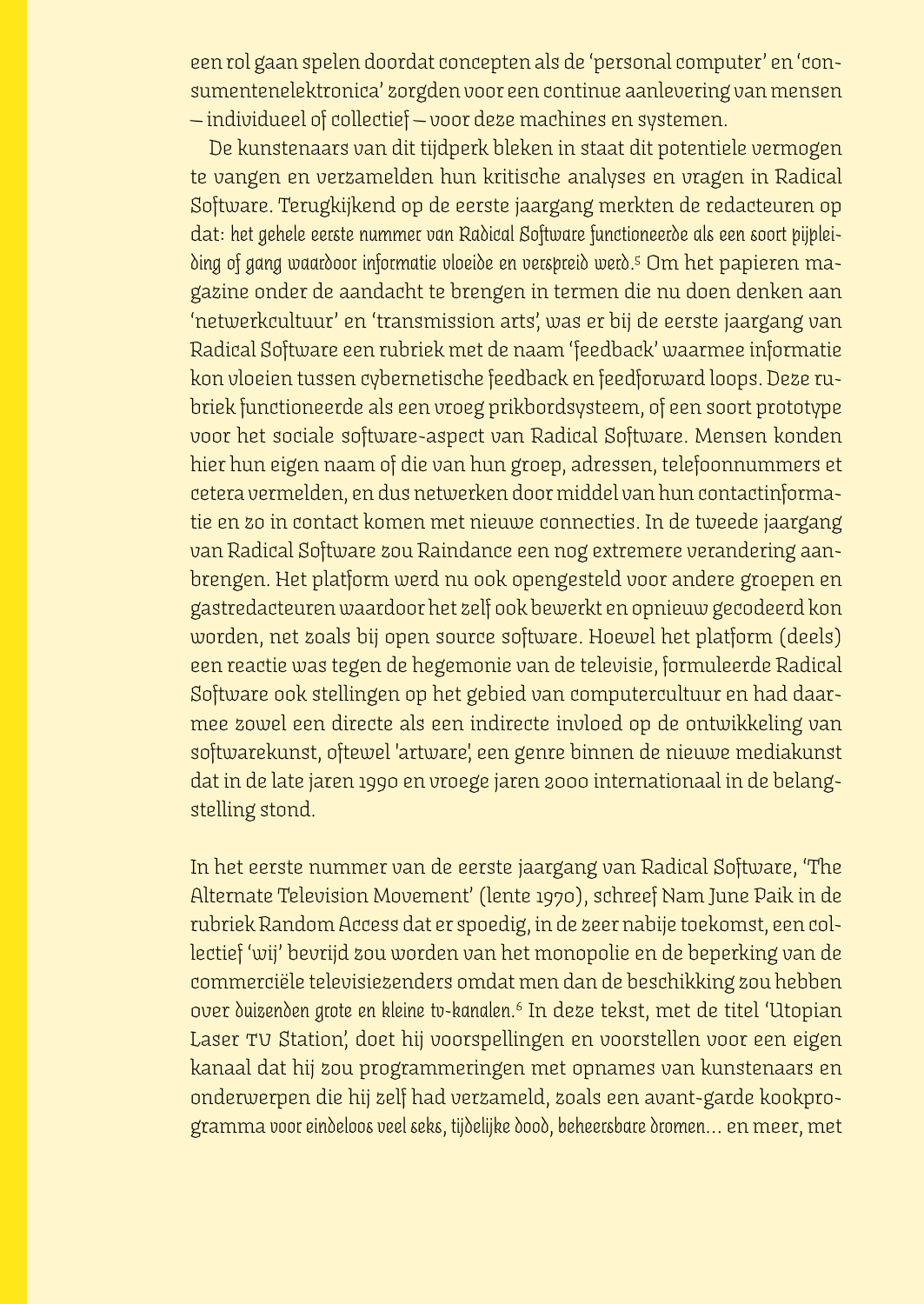een rol gaan spelen doordat concepten als de 'personal computer' en 'consumentenelektronica' zorgden voor een continue aanlevering van mensen – individueel of collectief – voor deze machines en systemen.

De kunstenaars van dit tijdperk bleken in staat dit potentiele vermogen te vangen en verzamelden hun kritische analyses en vragen in Radical Software. Terugkijkend op de eerste jaargang merkten de redacteuren op dat: *het gehele eerste nummer van Radical Software functioneerde als een soort pijpleiding of gang waardoor informatie vloeide en verspreid werd.*[5] Om het papieren magazine onder de aandacht te brengen in termen die nu doen denken aan 'netwerkcultuur' en 'transmission arts', was er bij de eerste jaargang van Radical Software een rubriek met de naam 'feedback' waarmee informatie kon vloeien tussen cybernetische feedback en feedforward loops. Deze rubriek functioneerde als een vroeg prikbordsysteem, of een soort prototype voor het sociale software-aspect van Radical Software. Mensen konden hier hun eigen naam of die van hun groep, adressen, telefoonnummers et cetera vermelden, en dus netwerken door middel van hun contactinformatie en zo in contact komen met nieuwe connecties. In de tweede jaargang van Radical Software zou Raindance een nog extremere verandering aanbrengen. Het platform werd nu ook opengesteld voor andere groepen en gastredacteuren waardoor het zelf ook bewerkt en opnieuw gecodeerd kon worden, net zoals bij open source software. Hoewel het platform (deels) een reactie was tegen de hegemonie van de televisie, formuleerde Radical Software ook stellingen op het gebied van computercultuur en had daarmee zowel een directe als een indirecte invloed op de ontwikkeling van softwarekunst, oftewel 'artware', een genre binnen de nieuwe mediakunst dat in de late jaren 1990 en vroege jaren 2000 internationaal in de belangstelling stond.

In het eerste nummer van de eerste jaargang van Radical Software, 'The Alternate Television Movement' (lente 1970), schreef Nam June Paik in de rubriek Random Access dat er spoedig, in de zeer nabije toekomst, een collectief 'wij' bevrijd zou worden van het monopolie en de beperking van de commerciële televisiezenders omdat men dan de beschikking zou hebben over *duizenden grote en kleine tv-kanalen.*[6] In deze tekst, met de titel 'Utopian Laser TV Station', doet hij voorspellingen en voorstellen voor een eigen kanaal dat hij zou programmeringen met opnames van kunstenaars en onderwerpen die hij zelf had verzameld, zoals een avant-garde kookprogramma *voor eindeloos veel seks, tijdelijke dood, beheersbare dromen...* en meer, met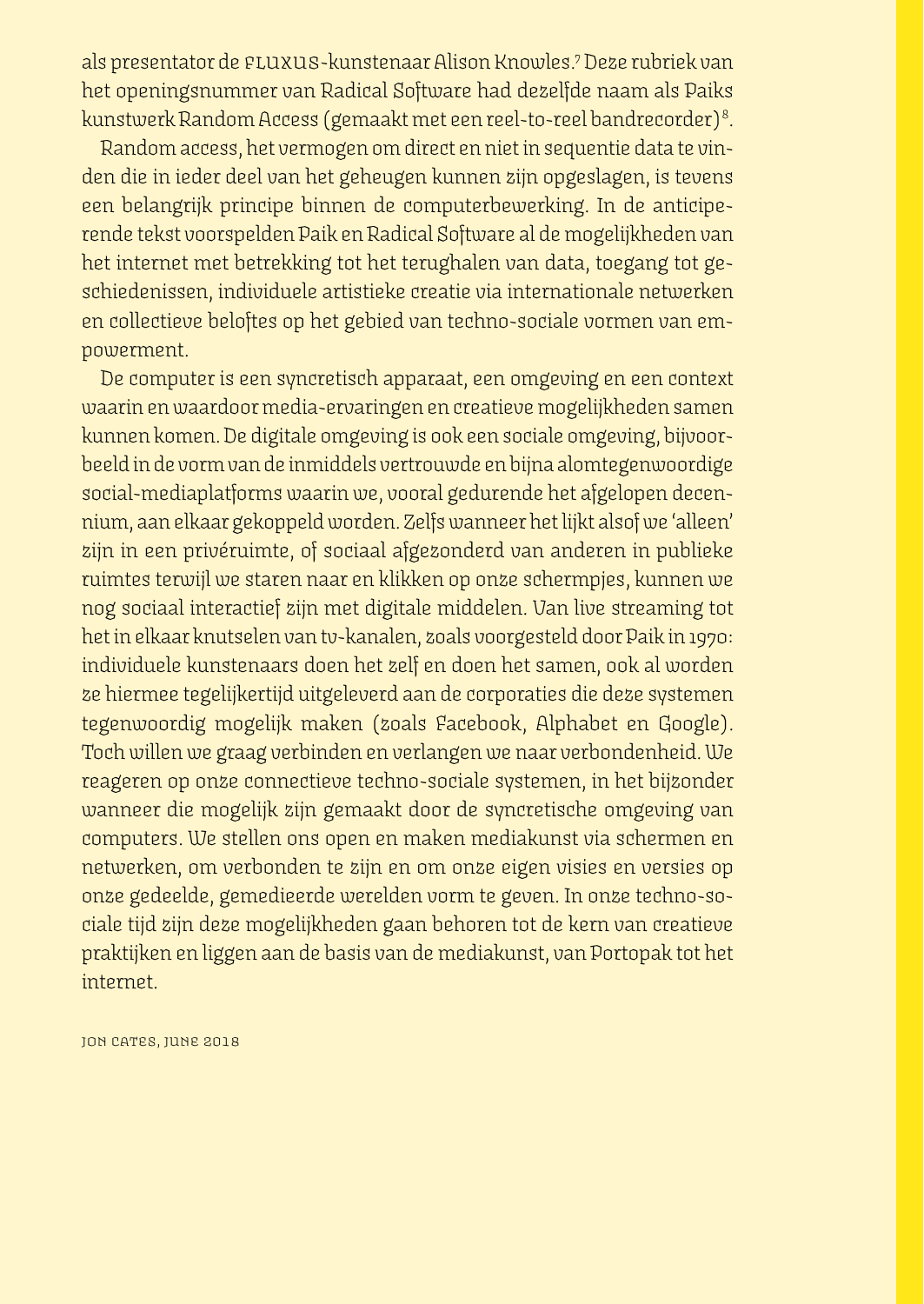als presentator de FLUXUS-kunstenaar Alison Knowles.[7] Deze rubriek van het openingsnummer van Radical Software had dezelfde naam als Paiks kunstwerk Random Access (gemaakt met een reel-to-reel bandrecorder)[8].

Random access, het vermogen om direct en niet in sequentie data te vinden die in ieder deel van het geheugen kunnen zijn opgeslagen, is tevens een belangrijk principe binnen de computerbewerking. In de anticiperende tekst voorspelden Paik en Radical Software al de mogelijkheden van het internet met betrekking tot het terughalen van data, toegang tot geschiedenissen, individuele artistieke creatie via internationale netwerken en collectieve beloftes op het gebied van techno-sociale vormen van empowerment.

De computer is een syncretisch apparaat, een omgeving en een context waarin en waardoor media-ervaringen en creatieve mogelijkheden samen kunnen komen. De digitale omgeving is ook een sociale omgeving, bijvoorbeeld in de vorm van de inmiddels vertrouwde en bijna alomtegenwoordige social-mediaplatforms waarin we, vooral gedurende het afgelopen decennium, aan elkaar gekoppeld worden. Zelfs wanneer het lijkt alsof we 'alleen' zijn in een privéruimte, of sociaal afgezonderd van anderen in publieke ruimtes terwijl we staren naar en klikken op onze schermpjes, kunnen we nog sociaal interactief zijn met digitale middelen. Van live streaming tot het in elkaar knutselen van tv-kanalen, zoals voorgesteld door Paik in 1970: individuele kunstenaars doen het zelf en doen het samen, ook al worden ze hiermee tegelijkertijd uitgeleverd aan de corporaties die deze systemen tegenwoordig mogelijk maken (zoals Facebook, Alphabet en Google). Toch willen we graag verbinden en verlangen we naar verbondenheid. We reageren op onze connectieve techno-sociale systemen, in het bijzonder wanneer die mogelijk zijn gemaakt door de syncretische omgeving van computers. We stellen ons open en maken mediakunst via schermen en netwerken, om verbonden te zijn en om onze eigen visies en versies op onze gedeelde, gemedieerde werelden vorm te geven. In onze techno-sociale tijd zijn deze mogelijkheden gaan behoren tot de kern van creatieve praktijken en liggen aan de basis van de mediakunst, van Portopak tot het internet.

JON CATES, JUNE 2018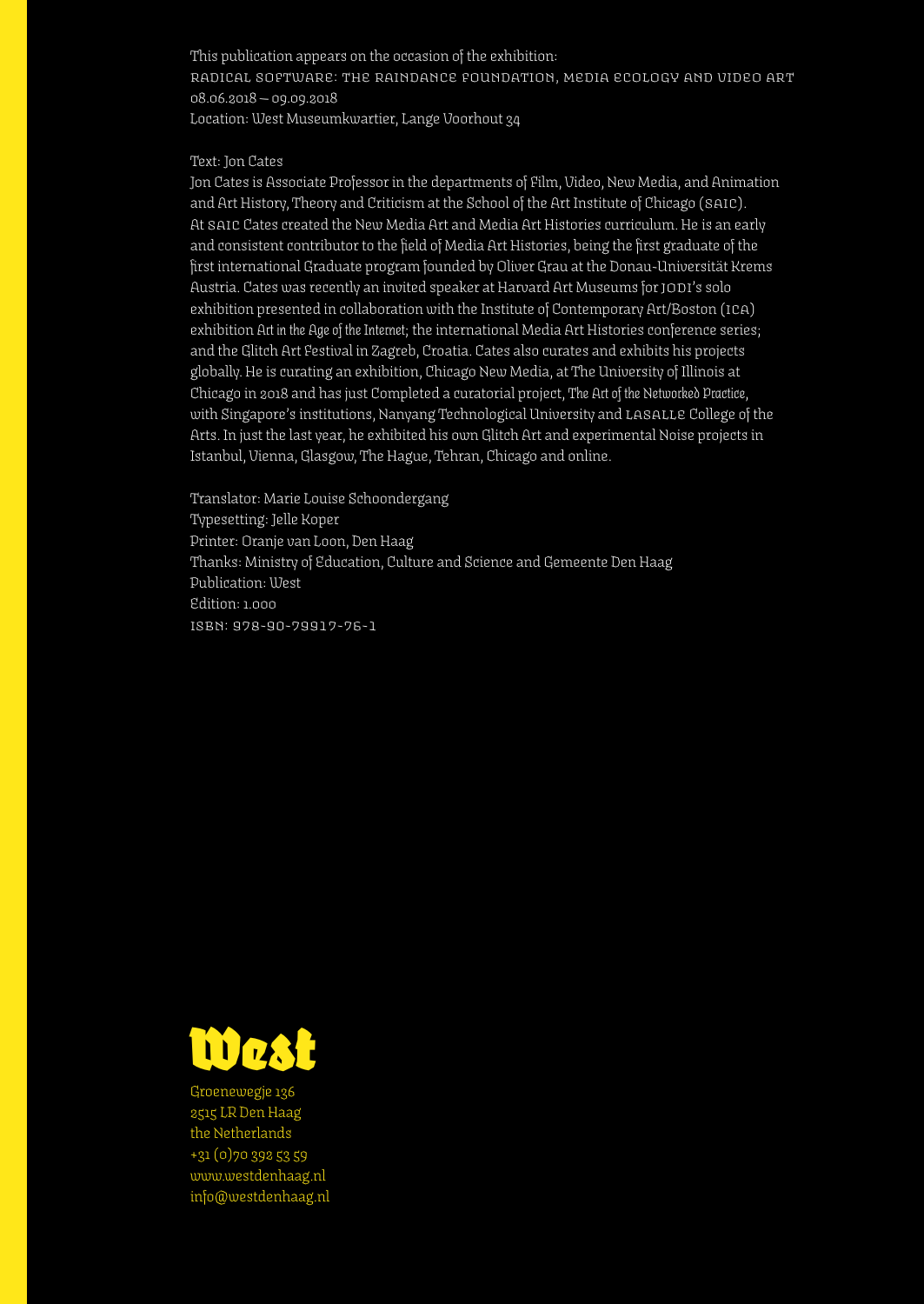This publication appears on the occasion of the exhibition:
RADICAL SOFTWARE: THE RAINDANCE FOUNDATION, MEDIA ECOLOGY AND VIDEO ART
08.06.2018 – 09.09.2018
Location: West Museumkwartier, Lange Voorhout 34

Text: Jon Cates
Jon Cates is Associate Professor in the departments of Film, Video, New Media, and Animation and Art History, Theory and Criticism at the School of the Art Institute of Chicago (SAIC). At SAIC Cates created the New Media Art and Media Art Histories curriculum. He is an early and consistent contributor to the field of Media Art Histories, being the first graduate of the first international Graduate program founded by Oliver Grau at the Donau-Universität Krems Austria. Cates was recently an invited speaker at Harvard Art Museums for JODI's solo exhibition presented in collaboration with the Institute of Contemporary Art/Boston (ICA) exhibition *Art in the Age of the Internet*; the international Media Art Histories conference series; and the Glitch Art Festival in Zagreb, Croatia. Cates also curates and exhibits his projects globally. He is curating an exhibition, Chicago New Media, at The University of Illinois at Chicago in 2018 and has just Completed a curatorial project, *The Art of the Networked Practice*, with Singapore's institutions, Nanyang Technological University and LASALLE College of the Arts. In just the last year, he exhibited his own Glitch Art and experimental Noise projects in Istanbul, Vienna, Glasgow, The Hague, Tehran, Chicago and online.

Translator: Marie Louise Schoondergang
Typesetting: Jelle Koper
Printer: Oranje van Loon, Den Haag
Thanks: Ministry of Education, Culture and Science and Gemeente Den Haag
Publication: West
Edition: 1.000
ISBN: 978-90-79917-76-1

West

Groenewegje 136
2515 LR Den Haag
the Netherlands
+31 (0)70 392 53 59
www.westdenhaag.nl
info@westdenhaag.nl